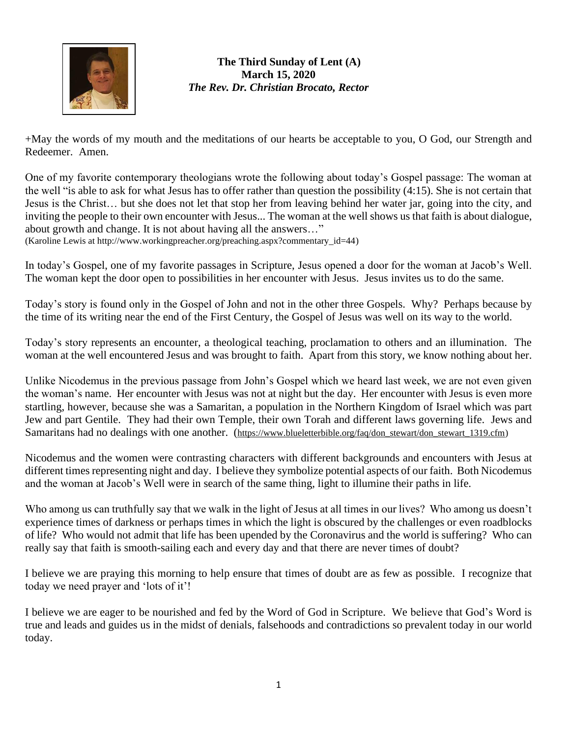**The Third Sunday of Lent (A)**
**March 15, 2020**
***The Rev. Dr. Christian Brocato, Rector***

+May the words of my mouth and the meditations of our hearts be acceptable to you, O God, our Strength and Redeemer. Amen.

One of my favorite contemporary theologians wrote the following about today's Gospel passage: The woman at the well "is able to ask for what Jesus has to offer rather than question the possibility (4:15). She is not certain that Jesus is the Christ… but she does not let that stop her from leaving behind her water jar, going into the city, and inviting the people to their own encounter with Jesus... The woman at the well shows us that faith is about dialogue, about growth and change. It is not about having all the answers…"
(Karoline Lewis at http://www.workingpreacher.org/preaching.aspx?commentary_id=44)

In today's Gospel, one of my favorite passages in Scripture, Jesus opened a door for the woman at Jacob's Well. The woman kept the door open to possibilities in her encounter with Jesus. Jesus invites us to do the same.

Today's story is found only in the Gospel of John and not in the other three Gospels. Why? Perhaps because by the time of its writing near the end of the First Century, the Gospel of Jesus was well on its way to the world.

Today's story represents an encounter, a theological teaching, proclamation to others and an illumination. The woman at the well encountered Jesus and was brought to faith. Apart from this story, we know nothing about her.

Unlike Nicodemus in the previous passage from John's Gospel which we heard last week, we are not even given the woman's name. Her encounter with Jesus was not at night but the day. Her encounter with Jesus is even more startling, however, because she was a Samaritan, a population in the Northern Kingdom of Israel which was part Jew and part Gentile. They had their own Temple, their own Torah and different laws governing life. Jews and Samaritans had no dealings with one another. (https://www.blueletterbible.org/faq/don_stewart/don_stewart_1319.cfm)

Nicodemus and the women were contrasting characters with different backgrounds and encounters with Jesus at different times representing night and day. I believe they symbolize potential aspects of our faith. Both Nicodemus and the woman at Jacob's Well were in search of the same thing, light to illumine their paths in life.

Who among us can truthfully say that we walk in the light of Jesus at all times in our lives? Who among us doesn't experience times of darkness or perhaps times in which the light is obscured by the challenges or even roadblocks of life? Who would not admit that life has been upended by the Coronavirus and the world is suffering? Who can really say that faith is smooth-sailing each and every day and that there are never times of doubt?

I believe we are praying this morning to help ensure that times of doubt are as few as possible. I recognize that today we need prayer and 'lots of it'!

I believe we are eager to be nourished and fed by the Word of God in Scripture. We believe that God's Word is true and leads and guides us in the midst of denials, falsehoods and contradictions so prevalent today in our world today.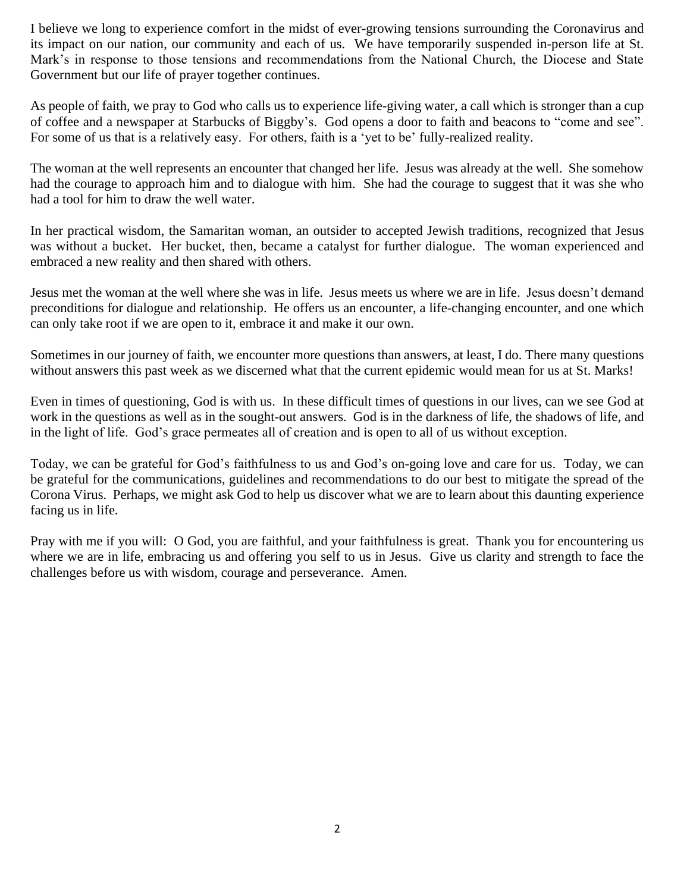I believe we long to experience comfort in the midst of ever-growing tensions surrounding the Coronavirus and its impact on our nation, our community and each of us. We have temporarily suspended in-person life at St. Mark's in response to those tensions and recommendations from the National Church, the Diocese and State Government but our life of prayer together continues.

As people of faith, we pray to God who calls us to experience life-giving water, a call which is stronger than a cup of coffee and a newspaper at Starbucks of Biggby's. God opens a door to faith and beacons to "come and see". For some of us that is a relatively easy. For others, faith is a 'yet to be' fully-realized reality.

The woman at the well represents an encounter that changed her life. Jesus was already at the well. She somehow had the courage to approach him and to dialogue with him. She had the courage to suggest that it was she who had a tool for him to draw the well water.

In her practical wisdom, the Samaritan woman, an outsider to accepted Jewish traditions, recognized that Jesus was without a bucket. Her bucket, then, became a catalyst for further dialogue. The woman experienced and embraced a new reality and then shared with others.

Jesus met the woman at the well where she was in life. Jesus meets us where we are in life. Jesus doesn't demand preconditions for dialogue and relationship. He offers us an encounter, a life-changing encounter, and one which can only take root if we are open to it, embrace it and make it our own.

Sometimes in our journey of faith, we encounter more questions than answers, at least, I do. There many questions without answers this past week as we discerned what that the current epidemic would mean for us at St. Marks!

Even in times of questioning, God is with us. In these difficult times of questions in our lives, can we see God at work in the questions as well as in the sought-out answers. God is in the darkness of life, the shadows of life, and in the light of life. God's grace permeates all of creation and is open to all of us without exception.

Today, we can be grateful for God's faithfulness to us and God's on-going love and care for us. Today, we can be grateful for the communications, guidelines and recommendations to do our best to mitigate the spread of the Corona Virus. Perhaps, we might ask God to help us discover what we are to learn about this daunting experience facing us in life.

Pray with me if you will: O God, you are faithful, and your faithfulness is great. Thank you for encountering us where we are in life, embracing us and offering you self to us in Jesus. Give us clarity and strength to face the challenges before us with wisdom, courage and perseverance. Amen.